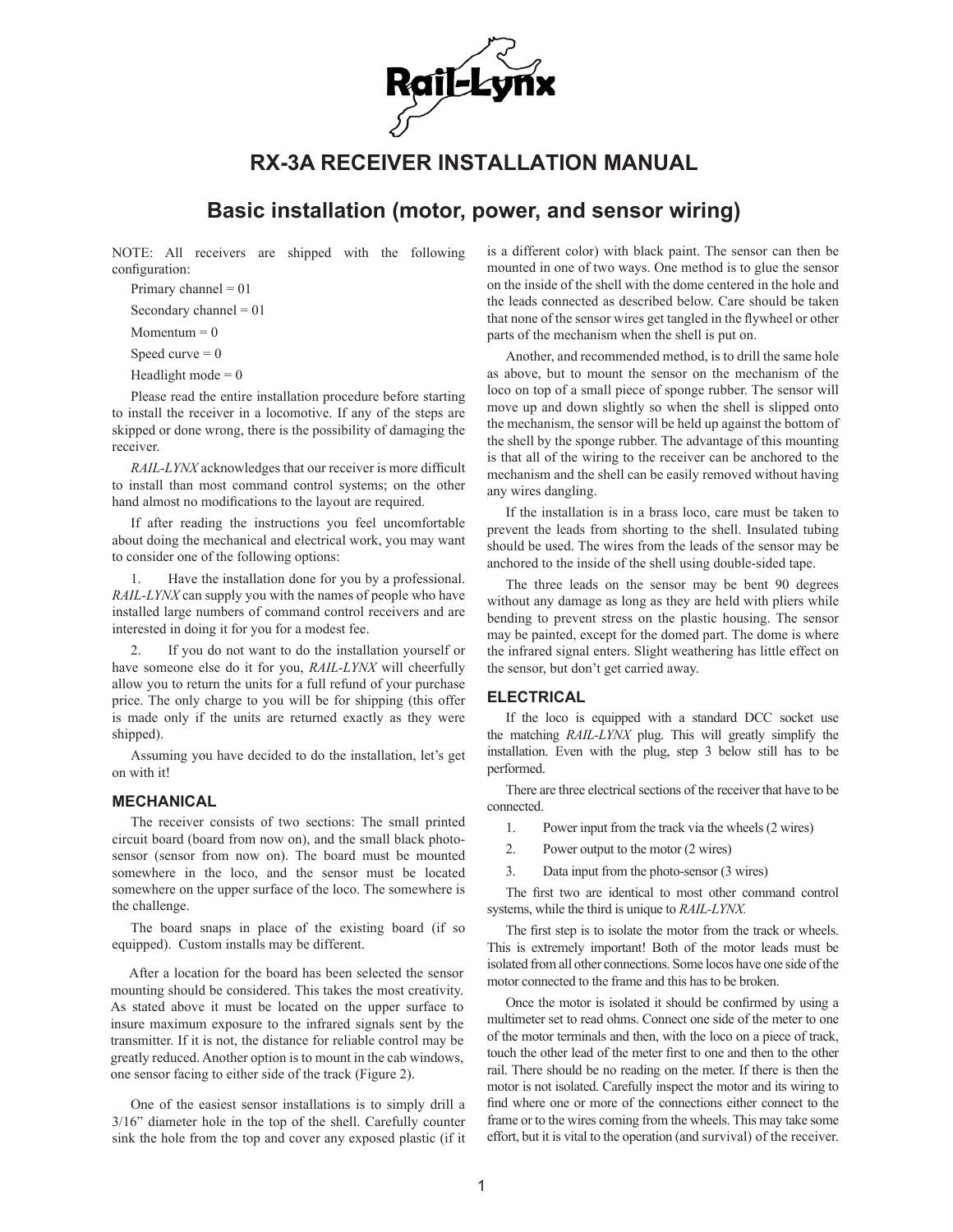# Rail-Lynx

## RX-3A RECEIVER INSTALLATION MANUAL

## Basic installation (motor, power, and sensor wiring)

NOTE: All receivers are shipped with the following configuration:

Primary channel = 01

Secondary channel = 01

Momentum = 0

Speed curve = 0

Headlight mode = 0

Please read the entire installation procedure before starting to install the receiver in a locomotive. If any of the steps are skipped or done wrong, there is the possibility of damaging the receiver.

*RAIL-LYNX* acknowledges that our receiver is more difficult to install than most command control systems; on the other hand almost no modifications to the layout are required.

If after reading the instructions you feel uncomfortable about doing the mechanical and electrical work, you may want to consider one of the following options:

1. Have the installation done for you by a professional. *RAIL-LYNX* can supply you with the names of people who have installed large numbers of command control receivers and are interested in doing it for you for a modest fee.

2. If you do not want to do the installation yourself or have someone else do it for you, *RAIL-LYNX* will cheerfully allow you to return the units for a full refund of your purchase price. The only charge to you will be for shipping (this offer is made only if the units are returned exactly as they were shipped).

Assuming you have decided to do the installation, let's get on with it!

### MECHANICAL

The receiver consists of two sections: The small printed circuit board (board from now on), and the small black photo-sensor (sensor from now on). The board must be mounted somewhere in the loco, and the sensor must be located somewhere on the upper surface of the loco. The somewhere is the challenge.

The board snaps in place of the existing board (if so equipped). Custom installs may be different.

After a location for the board has been selected the sensor mounting should be considered. This takes the most creativity. As stated above it must be located on the upper surface to insure maximum exposure to the infrared signals sent by the transmitter. If it is not, the distance for reliable control may be greatly reduced. Another option is to mount in the cab windows, one sensor facing to either side of the track (Figure 2).

One of the easiest sensor installations is to simply drill a 3/16" diameter hole in the top of the shell. Carefully counter sink the hole from the top and cover any exposed plastic (if it is a different color) with black paint. The sensor can then be mounted in one of two ways. One method is to glue the sensor on the inside of the shell with the dome centered in the hole and the leads connected as described below. Care should be taken that none of the sensor wires get tangled in the flywheel or other parts of the mechanism when the shell is put on.

Another, and recommended method, is to drill the same hole as above, but to mount the sensor on the mechanism of the loco on top of a small piece of sponge rubber. The sensor will move up and down slightly so when the shell is slipped onto the mechanism, the sensor will be held up against the bottom of the shell by the sponge rubber. The advantage of this mounting is that all of the wiring to the receiver can be anchored to the mechanism and the shell can be easily removed without having any wires dangling.

If the installation is in a brass loco, care must be taken to prevent the leads from shorting to the shell. Insulated tubing should be used. The wires from the leads of the sensor may be anchored to the inside of the shell using double-sided tape.

The three leads on the sensor may be bent 90 degrees without any damage as long as they are held with pliers while bending to prevent stress on the plastic housing. The sensor may be painted, except for the domed part. The dome is where the infrared signal enters. Slight weathering has little effect on the sensor, but don't get carried away.

### ELECTRICAL

If the loco is equipped with a standard DCC socket use the matching *RAIL-LYNX* plug. This will greatly simplify the installation. Even with the plug, step 3 below still has to be performed.

There are three electrical sections of the receiver that have to be connected.

1. Power input from the track via the wheels (2 wires)
2. Power output to the motor (2 wires)
3. Data input from the photo-sensor (3 wires)

The first two are identical to most other command control systems, while the third is unique to *RAIL-LYNX.*

The first step is to isolate the motor from the track or wheels. This is extremely important! Both of the motor leads must be isolated from all other connections. Some locos have one side of the motor connected to the frame and this has to be broken.

Once the motor is isolated it should be confirmed by using a multimeter set to read ohms. Connect one side of the meter to one of the motor terminals and then, with the loco on a piece of track, touch the other lead of the meter first to one and then to the other rail. There should be no reading on the meter. If there is then the motor is not isolated. Carefully inspect the motor and its wiring to find where one or more of the connections either connect to the frame or to the wires coming from the wheels. This may take some effort, but it is vital to the operation (and survival) of the receiver.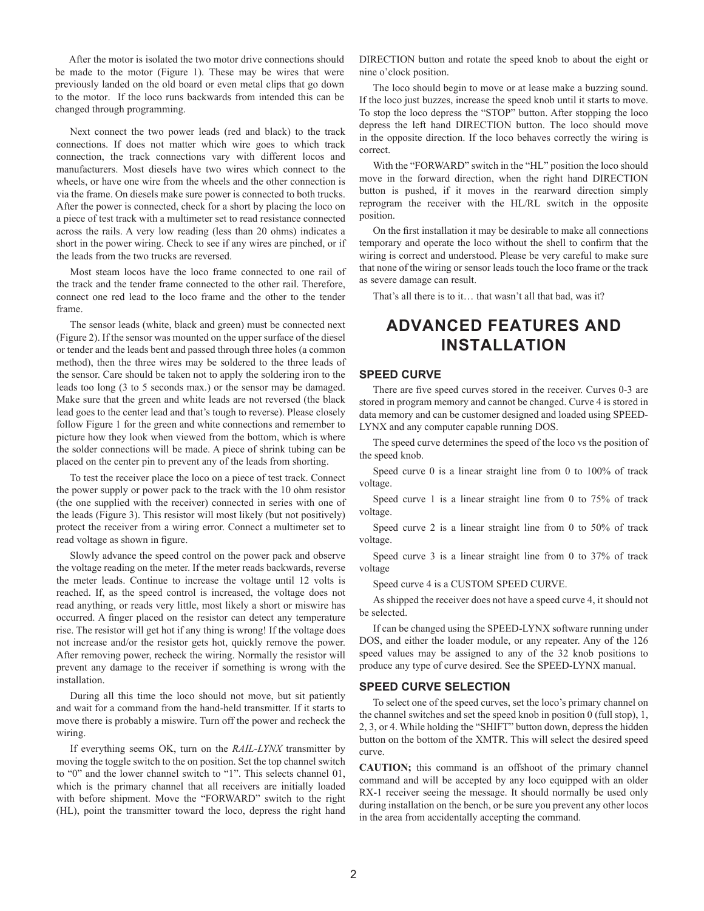After the motor is isolated the two motor drive connections should be made to the motor (Figure 1). These may be wires that were previously landed on the old board or even metal clips that go down to the motor. If the loco runs backwards from intended this can be changed through programming.

Next connect the two power leads (red and black) to the track connections. If does not matter which wire goes to which track connection, the track connections vary with different locos and manufacturers. Most diesels have two wires which connect to the wheels, or have one wire from the wheels and the other connection is via the frame. On diesels make sure power is connected to both trucks. After the power is connected, check for a short by placing the loco on a piece of test track with a multimeter set to read resistance connected across the rails. A very low reading (less than 20 ohms) indicates a short in the power wiring. Check to see if any wires are pinched, or if the leads from the two trucks are reversed.

Most steam locos have the loco frame connected to one rail of the track and the tender frame connected to the other rail. Therefore, connect one red lead to the loco frame and the other to the tender frame.

The sensor leads (white, black and green) must be connected next (Figure 2). If the sensor was mounted on the upper surface of the diesel or tender and the leads bent and passed through three holes (a common method), then the three wires may be soldered to the three leads of the sensor. Care should be taken not to apply the soldering iron to the leads too long (3 to 5 seconds max.) or the sensor may be damaged. Make sure that the green and white leads are not reversed (the black lead goes to the center lead and that's tough to reverse). Please closely follow Figure 1 for the green and white connections and remember to picture how they look when viewed from the bottom, which is where the solder connections will be made. A piece of shrink tubing can be placed on the center pin to prevent any of the leads from shorting.

To test the receiver place the loco on a piece of test track. Connect the power supply or power pack to the track with the 10 ohm resistor (the one supplied with the receiver) connected in series with one of the leads (Figure 3). This resistor will most likely (but not positively) protect the receiver from a wiring error. Connect a multimeter set to read voltage as shown in figure.

Slowly advance the speed control on the power pack and observe the voltage reading on the meter. If the meter reads backwards, reverse the meter leads. Continue to increase the voltage until 12 volts is reached. If, as the speed control is increased, the voltage does not read anything, or reads very little, most likely a short or miswire has occurred. A finger placed on the resistor can detect any temperature rise. The resistor will get hot if any thing is wrong! If the voltage does not increase and/or the resistor gets hot, quickly remove the power. After removing power, recheck the wiring. Normally the resistor will prevent any damage to the receiver if something is wrong with the installation.

During all this time the loco should not move, but sit patiently and wait for a command from the hand-held transmitter. If it starts to move there is probably a miswire. Turn off the power and recheck the wiring.

If everything seems OK, turn on the *RAIL-LYNX* transmitter by moving the toggle switch to the on position. Set the top channel switch to "0" and the lower channel switch to "1". This selects channel 01, which is the primary channel that all receivers are initially loaded with before shipment. Move the "FORWARD" switch to the right (HL), point the transmitter toward the loco, depress the right hand DIRECTION button and rotate the speed knob to about the eight or nine o'clock position.

The loco should begin to move or at lease make a buzzing sound. If the loco just buzzes, increase the speed knob until it starts to move. To stop the loco depress the "STOP" button. After stopping the loco depress the left hand DIRECTION button. The loco should move in the opposite direction. If the loco behaves correctly the wiring is correct.

With the "FORWARD" switch in the "HL" position the loco should move in the forward direction, when the right hand DIRECTION button is pushed, if it moves in the rearward direction simply reprogram the receiver with the HL/RL switch in the opposite position.

On the first installation it may be desirable to make all connections temporary and operate the loco without the shell to confirm that the wiring is correct and understood. Please be very careful to make sure that none of the wiring or sensor leads touch the loco frame or the track as severe damage can result.

That's all there is to it… that wasn't all that bad, was it?

# ADVANCED FEATURES AND INSTALLATION

## SPEED CURVE

There are five speed curves stored in the receiver. Curves 0-3 are stored in program memory and cannot be changed. Curve 4 is stored in data memory and can be customer designed and loaded using SPEED-LYNX and any computer capable running DOS.

The speed curve determines the speed of the loco vs the position of the speed knob.

Speed curve 0 is a linear straight line from 0 to 100% of track voltage.

Speed curve 1 is a linear straight line from 0 to 75% of track voltage.

Speed curve 2 is a linear straight line from 0 to 50% of track voltage.

Speed curve 3 is a linear straight line from 0 to 37% of track voltage

Speed curve 4 is a CUSTOM SPEED CURVE.

As shipped the receiver does not have a speed curve 4, it should not be selected.

If can be changed using the SPEED-LYNX software running under DOS, and either the loader module, or any repeater. Any of the 126 speed values may be assigned to any of the 32 knob positions to produce any type of curve desired. See the SPEED-LYNX manual.

## SPEED CURVE SELECTION

To select one of the speed curves, set the loco's primary channel on the channel switches and set the speed knob in position 0 (full stop), 1, 2, 3, or 4. While holding the "SHIFT" button down, depress the hidden button on the bottom of the XMTR. This will select the desired speed curve.

**CAUTION;** this command is an offshoot of the primary channel command and will be accepted by any loco equipped with an older RX-1 receiver seeing the message. It should normally be used only during installation on the bench, or be sure you prevent any other locos in the area from accidentally accepting the command.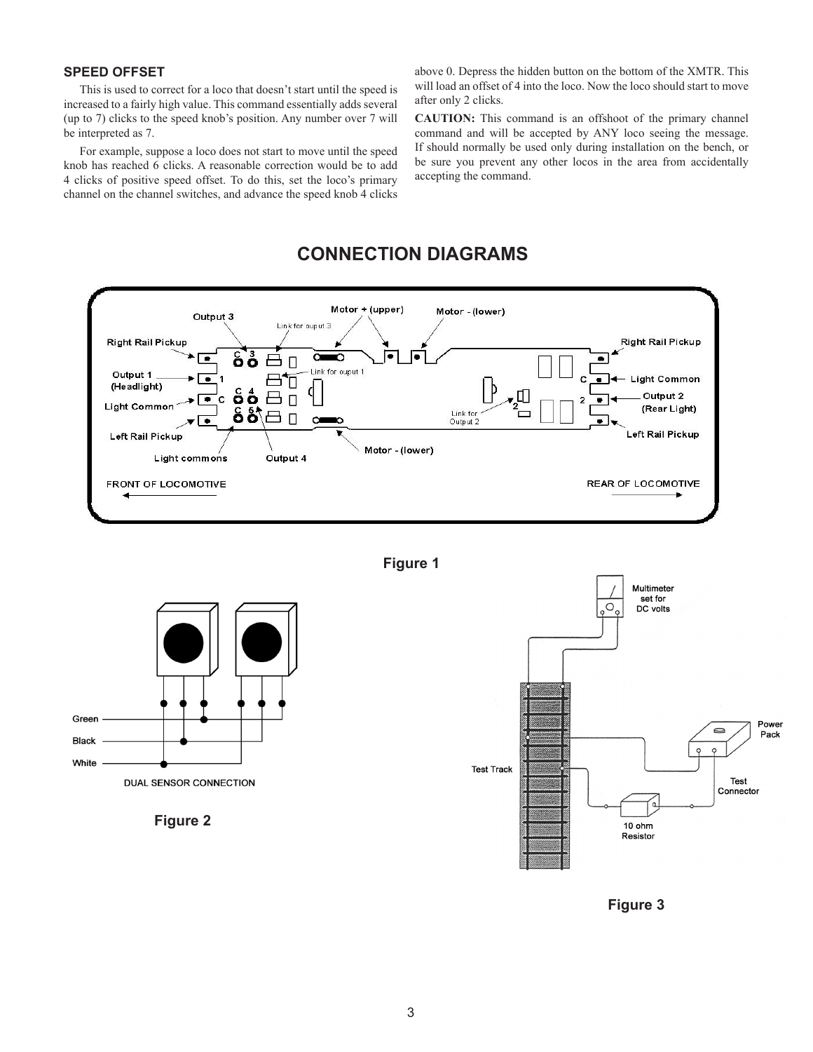### SPEED OFFSET

This is used to correct for a loco that doesn't start until the speed is increased to a fairly high value. This command essentially adds several (up to 7) clicks to the speed knob's position. Any number over 7 will be interpreted as 7.

For example, suppose a loco does not start to move until the speed knob has reached 6 clicks. A reasonable correction would be to add 4 clicks of positive speed offset. To do this, set the loco's primary channel on the channel switches, and advance the speed knob 4 clicks above 0. Depress the hidden button on the bottom of the XMTR. This will load an offset of 4 into the loco. Now the loco should start to move after only 2 clicks.

**CAUTION:** This command is an offshoot of the primary channel command and will be accepted by ANY loco seeing the message. If should normally be used only during installation on the bench, or be sure you prevent any other locos in the area from accidentally accepting the command.

## CONNECTION DIAGRAMS

Figure 1

Figure 2

Figure 3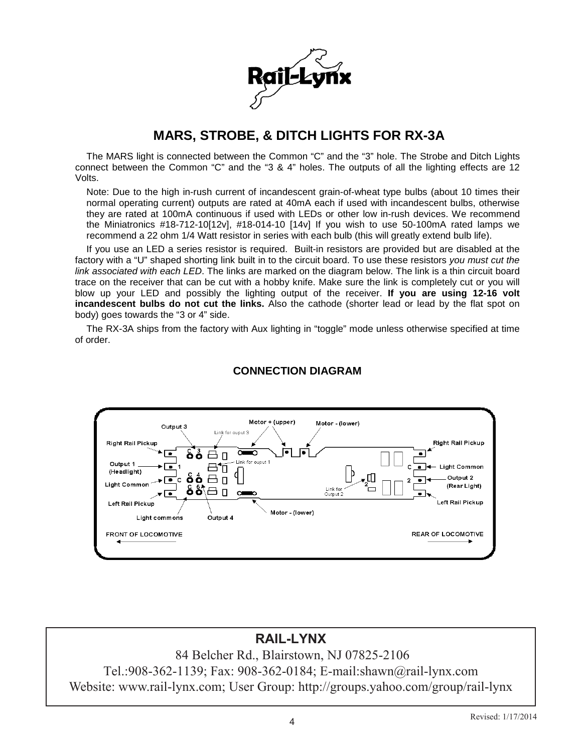# MARS, STROBE, & DITCH LIGHTS FOR RX-3A

The MARS light is connected between the Common "C" and the "3" hole. The Strobe and Ditch Lights connect between the Common "C" and the "3 & 4" holes. The outputs of all the lighting effects are 12 Volts.

Note: Due to the high in-rush current of incandescent grain-of-wheat type bulbs (about 10 times their normal operating current) outputs are rated at 40mA each if used with incandescent bulbs, otherwise they are rated at 100mA continuous if used with LEDs or other low in-rush devices. We recommend the Miniatronics #18-712-10[12v], #18-014-10 [14v] If you wish to use 50-100mA rated lamps we recommend a 22 ohm 1/4 Watt resistor in series with each bulb (this will greatly extend bulb life).

If you use an LED a series resistor is required. Built-in resistors are provided but are disabled at the factory with a "U" shaped shorting link built in to the circuit board. To use these resistors *you must cut the link associated with each LED*. The links are marked on the diagram below. The link is a thin circuit board trace on the receiver that can be cut with a hobby knife. Make sure the link is completely cut or you will blow up your LED and possibly the lighting output of the receiver. **If you are using 12-16 volt incandescent bulbs do not cut the links.** Also the cathode (shorter lead or lead by the flat spot on body) goes towards the "3 or 4" side.

The RX-3A ships from the factory with Aux lighting in "toggle" mode unless otherwise specified at time of order.

### CONNECTION DIAGRAM

Output 3
Link for ouput 3
Motor + (upper)
Motor - (lower)
Right Rail Pickup
Output 1 (Headlight)
Link for ouput 1
Light Common
Left Rail Pickup
Light commons
Output 4
Motor - (lower)
Link for Output 2
Right Rail Pickup
Light Common
Output 2 (Rear Light)
Left Rail Pickup
FRONT OF LOCOMOTIVE
REAR OF LOCOMOTIVE

## RAIL-LYNX

84 Belcher Rd., Blairstown, NJ 07825-2106
Tel.:908-362-1139; Fax: 908-362-0184; E-mail:shawn@rail-lynx.com
Website: www.rail-lynx.com; User Group: http://groups.yahoo.com/group/rail-lynx

Revised: 1/17/2014